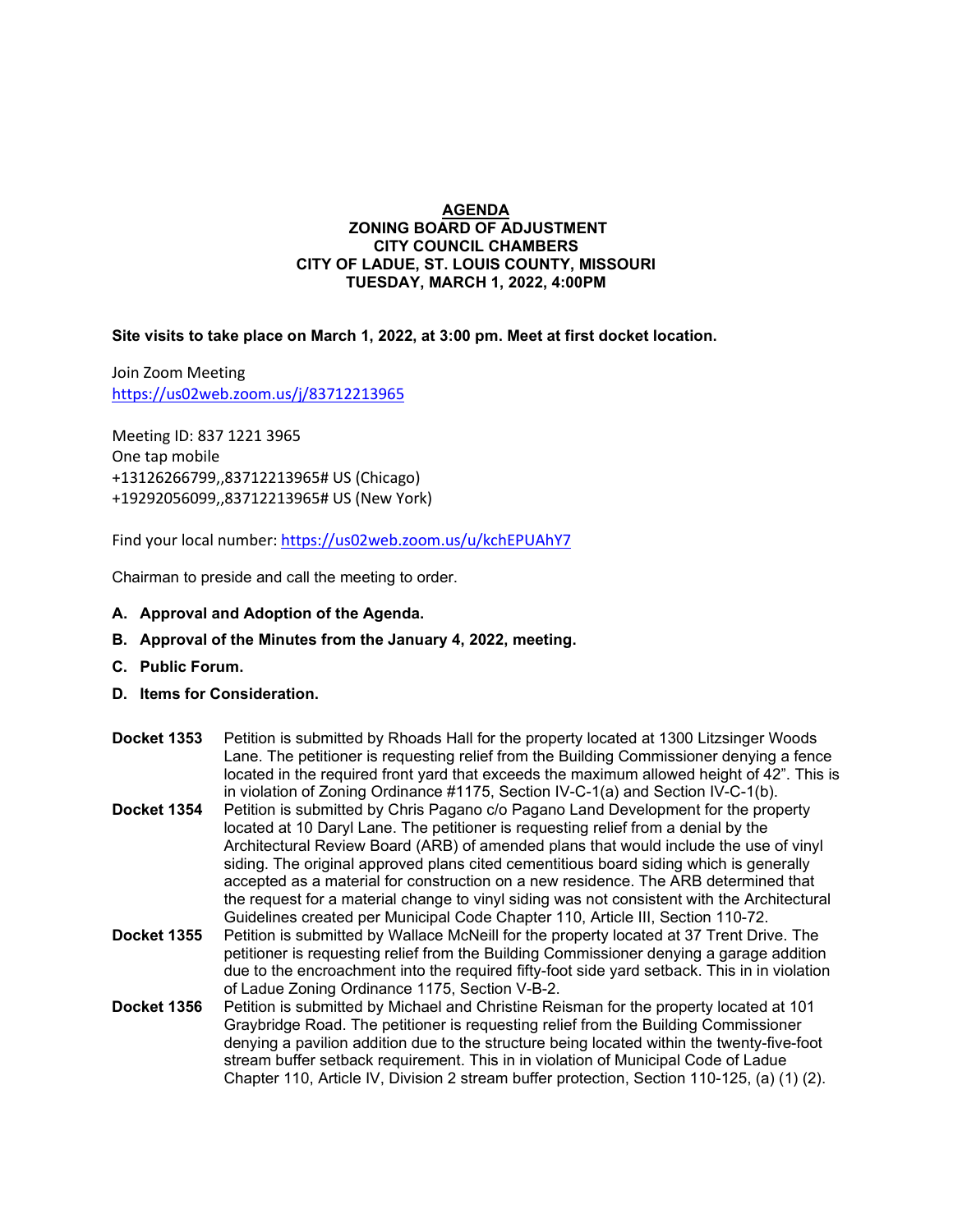# AGENDA

## ZONING BOARD OF ADJUSTMENT
## CITY COUNCIL CHAMBERS
## CITY OF LADUE, ST. LOUIS COUNTY, MISSOURI
## TUESDAY, MARCH 1, 2022, 4:00PM

**Site visits to take place on March 1, 2022, at 3:00 pm. Meet at first docket location.**

Join Zoom Meeting
https://us02web.zoom.us/j/83712213965

Meeting ID: 837 1221 3965
One tap mobile
+13126266799,,83712213965# US (Chicago)
+19292056099,,83712213965# US (New York)

Find your local number: https://us02web.zoom.us/u/kchEPUAhY7

Chairman to preside and call the meeting to order.

**A. Approval and Adoption of the Agenda.**

**B. Approval of the Minutes from the January 4, 2022, meeting.**

**C. Public Forum.**

**D. Items for Consideration.**

**Docket 1353** Petition is submitted by Rhoads Hall for the property located at 1300 Litzsinger Woods Lane. The petitioner is requesting relief from the Building Commissioner denying a fence located in the required front yard that exceeds the maximum allowed height of 42". This is in violation of Zoning Ordinance #1175, Section IV-C-1(a) and Section IV-C-1(b).

**Docket 1354** Petition is submitted by Chris Pagano c/o Pagano Land Development for the property located at 10 Daryl Lane. The petitioner is requesting relief from a denial by the Architectural Review Board (ARB) of amended plans that would include the use of vinyl siding. The original approved plans cited cementitious board siding which is generally accepted as a material for construction on a new residence. The ARB determined that the request for a material change to vinyl siding was not consistent with the Architectural Guidelines created per Municipal Code Chapter 110, Article III, Section 110-72.

**Docket 1355** Petition is submitted by Wallace McNeill for the property located at 37 Trent Drive. The petitioner is requesting relief from the Building Commissioner denying a garage addition due to the encroachment into the required fifty-foot side yard setback. This in in violation of Ladue Zoning Ordinance 1175, Section V-B-2.

**Docket 1356** Petition is submitted by Michael and Christine Reisman for the property located at 101 Graybridge Road. The petitioner is requesting relief from the Building Commissioner denying a pavilion addition due to the structure being located within the twenty-five-foot stream buffer setback requirement. This in in violation of Municipal Code of Ladue Chapter 110, Article IV, Division 2 stream buffer protection, Section 110-125, (a) (1) (2).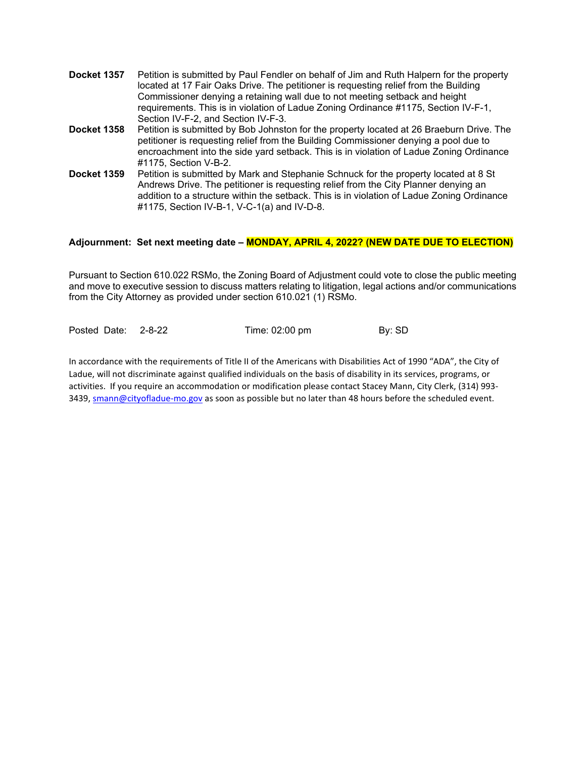**Docket 1357** Petition is submitted by Paul Fendler on behalf of Jim and Ruth Halpern for the property located at 17 Fair Oaks Drive. The petitioner is requesting relief from the Building Commissioner denying a retaining wall due to not meeting setback and height requirements. This is in violation of Ladue Zoning Ordinance #1175, Section IV-F-1, Section IV-F-2, and Section IV-F-3.

**Docket 1358** Petition is submitted by Bob Johnston for the property located at 26 Braeburn Drive. The petitioner is requesting relief from the Building Commissioner denying a pool due to encroachment into the side yard setback. This is in violation of Ladue Zoning Ordinance #1175, Section V-B-2.

**Docket 1359** Petition is submitted by Mark and Stephanie Schnuck for the property located at 8 St Andrews Drive. The petitioner is requesting relief from the City Planner denying an addition to a structure within the setback. This is in violation of Ladue Zoning Ordinance #1175, Section IV-B-1, V-C-1(a) and IV-D-8.

**Adjournment: Set next meeting date – MONDAY, APRIL 4, 2022? (NEW DATE DUE TO ELECTION)**

Pursuant to Section 610.022 RSMo, the Zoning Board of Adjustment could vote to close the public meeting and move to executive session to discuss matters relating to litigation, legal actions and/or communications from the City Attorney as provided under section 610.021 (1) RSMo.

Posted Date: 2-8-22 Time: 02:00 pm By: SD

In accordance with the requirements of Title II of the Americans with Disabilities Act of 1990 "ADA", the City of Ladue, will not discriminate against qualified individuals on the basis of disability in its services, programs, or activities. If you require an accommodation or modification please contact Stacey Mann, City Clerk, (314) 993-3439, smann@cityofladue-mo.gov as soon as possible but no later than 48 hours before the scheduled event.